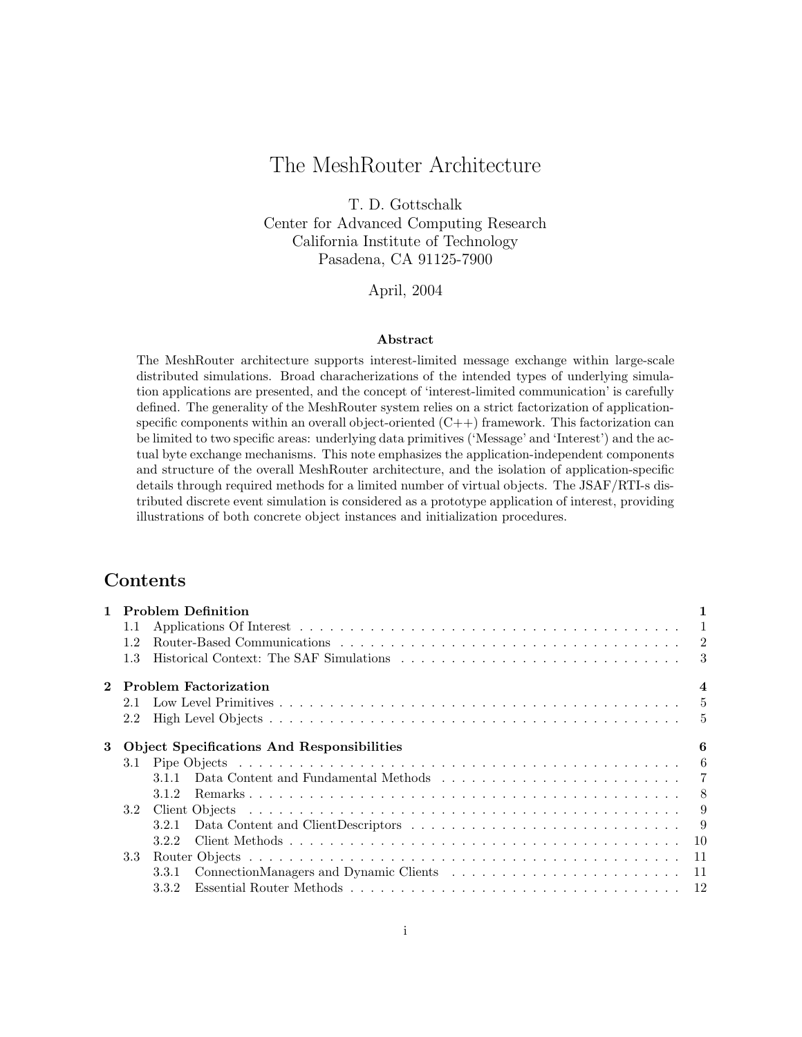# The MeshRouter Architecture

T. D. Gottschalk
Center for Advanced Computing Research
California Institute of Technology
Pasadena, CA 91125-7900

April, 2004

**Abstract**

The MeshRouter architecture supports interest-limited message exchange within large-scale distributed simulations. Broad charachterizations of the intended types of underlying simulation applications are presented, and the concept of 'interest-limited communication' is carefully defined. The generality of the MeshRouter system relies on a strict factorization of application-specific components within an overall object-oriented (C++) framework. This factorization can be limited to two specific areas: underlying data primitives ('Message' and 'Interest') and the actual byte exchange mechanisms. This note emphasizes the application-independent components and structure of the overall MeshRouter architecture, and the isolation of application-specific details through required methods for a limited number of virtual objects. The JSAF/RTI-s distributed discrete event simulation is considered as a prototype application of interest, providing illustrations of both concrete object instances and initialization procedures.

## Contents

- **1 Problem Definition** — 1
  - 1.1 Applications Of Interest — 1
  - 1.2 Router-Based Communications — 2
  - 1.3 Historical Context: The SAF Simulations — 3
- **2 Problem Factorization** — 4
  - 2.1 Low Level Primitives — 5
  - 2.2 High Level Objects — 5
- **3 Object Specifications And Responsibilities** — 6
  - 3.1 Pipe Objects — 6
    - 3.1.1 Data Content and Fundamental Methods — 7
    - 3.1.2 Remarks — 8
  - 3.2 Client Objects — 9
    - 3.2.1 Data Content and ClientDescriptors — 9
    - 3.2.2 Client Methods — 10
  - 3.3 Router Objects — 11
    - 3.3.1 ConnectionManagers and Dynamic Clients — 11
    - 3.3.2 Essential Router Methods — 12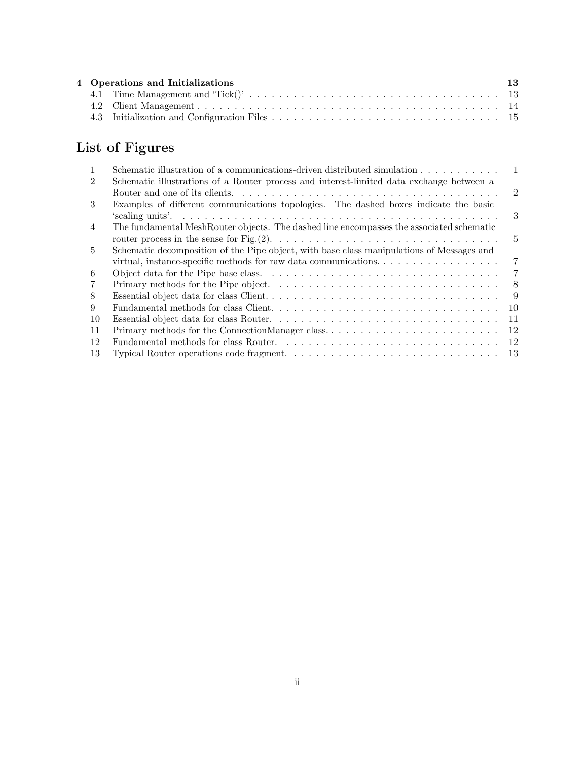**4 Operations and Initializations** **13**

4.1 Time Management and 'Tick()' . . . . . . . . . . . . . . . . . . . . . . . . . . . . . . . . . . . . 13
4.2 Client Management . . . . . . . . . . . . . . . . . . . . . . . . . . . . . . . . . . . . . . . . . . 14
4.3 Initialization and Configuration Files . . . . . . . . . . . . . . . . . . . . . . . . . . . . . . . . 15

# List of Figures

1 Schematic illustration of a communications-driven distributed simulation . . . . . . . . . . . 1
2 Schematic illustrations of a Router process and interest-limited data exchange between a Router and one of its clients. . . . . . . . . . . . . . . . . . . . . . . . . . . . . . . . . . . . 2
3 Examples of different communications topologies. The dashed boxes indicate the basic 'scaling units'. . . . . . . . . . . . . . . . . . . . . . . . . . . . . . . . . . . . . . . . . . . 3
4 The fundamental MeshRouter objects. The dashed line encompasses the associated schematic router process in the sense for Fig.(2). . . . . . . . . . . . . . . . . . . . . . . . . . . . . 5
5 Schematic decomposition of the Pipe object, with base class manipulations of Messages and virtual, instance-specific methods for raw data communications. . . . . . . . . . . . . . . . . 7
6 Object data for the Pipe base class. . . . . . . . . . . . . . . . . . . . . . . . . . . . . . . . 7
7 Primary methods for the Pipe object. . . . . . . . . . . . . . . . . . . . . . . . . . . . . . . 8
8 Essential object data for class Client. . . . . . . . . . . . . . . . . . . . . . . . . . . . . . . 9
9 Fundamental methods for class Client. . . . . . . . . . . . . . . . . . . . . . . . . . . . . . . 10
10 Essential object data for class Router. . . . . . . . . . . . . . . . . . . . . . . . . . . . . . . 11
11 Primary methods for the ConnectionManager class. . . . . . . . . . . . . . . . . . . . . . . . 12
12 Fundamental methods for class Router. . . . . . . . . . . . . . . . . . . . . . . . . . . . . . 12
13 Typical Router operations code fragment. . . . . . . . . . . . . . . . . . . . . . . . . . . . . 13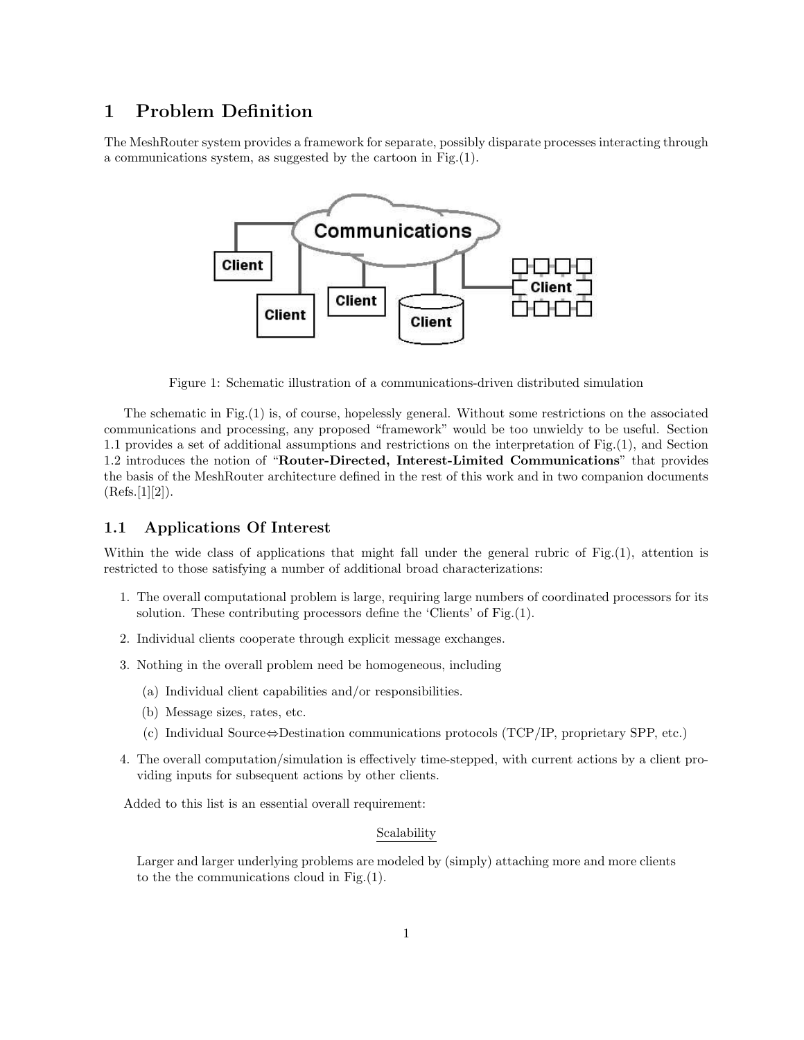# 1 Problem Definition

The MeshRouter system provides a framework for separate, possibly disparate processes interacting through a communications system, as suggested by the cartoon in Fig.(1).

Figure 1: Schematic illustration of a communications-driven distributed simulation

The schematic in Fig.(1) is, of course, hopelessly general. Without some restrictions on the associated communications and processing, any proposed "framework" would be too unwieldy to be useful. Section 1.1 provides a set of additional assumptions and restrictions on the interpretation of Fig.(1), and Section 1.2 introduces the notion of "**Router-Directed, Interest-Limited Communications**" that provides the basis of the MeshRouter architecture defined in the rest of this work and in two companion documents (Refs.[1][2]).

## 1.1 Applications Of Interest

Within the wide class of applications that might fall under the general rubric of Fig.(1), attention is restricted to those satisfying a number of additional broad characterizations:

1. The overall computational problem is large, requiring large numbers of coordinated processors for its solution. These contributing processors define the 'Clients' of Fig.(1).
2. Individual clients cooperate through explicit message exchanges.
3. Nothing in the overall problem need be homogeneous, including
   (a) Individual client capabilities and/or responsibilities.
   (b) Message sizes, rates, etc.
   (c) Individual Source⇔Destination communications protocols (TCP/IP, proprietary SPP, etc.)
4. The overall computation/simulation is effectively time-stepped, with current actions by a client providing inputs for subsequent actions by other clients.

Added to this list is an essential overall requirement:

Scalability

Larger and larger underlying problems are modeled by (simply) attaching more and more clients to the the communications cloud in Fig.(1).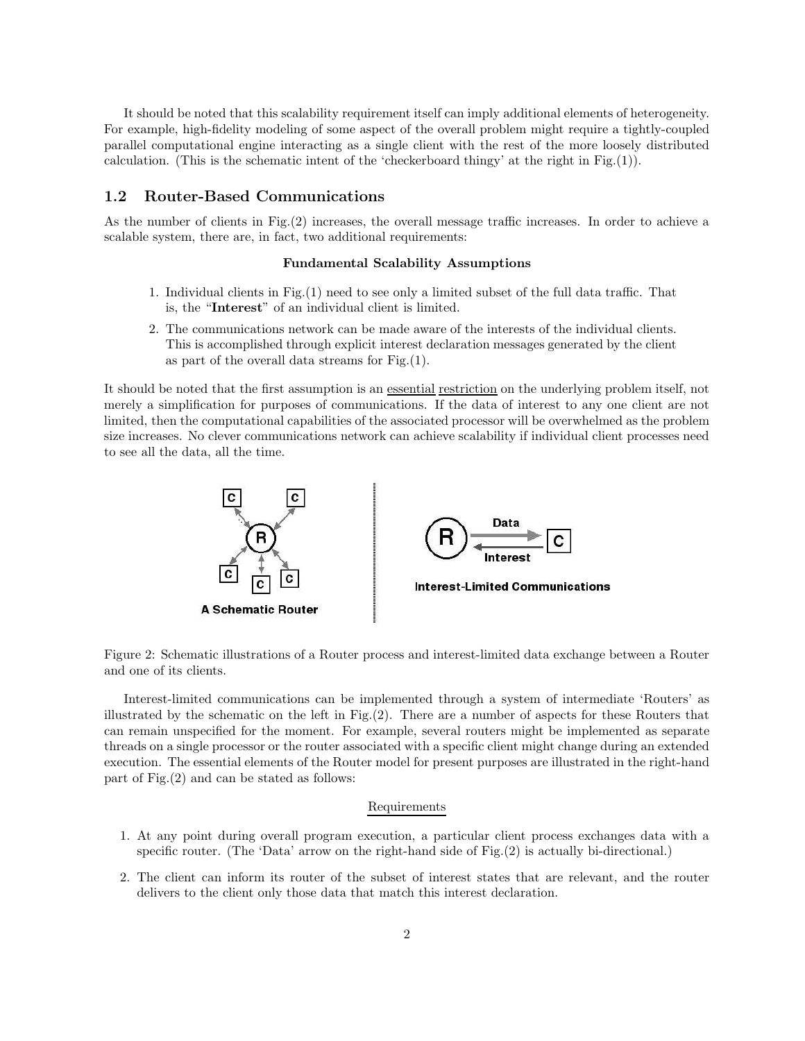It should be noted that this scalability requirement itself can imply additional elements of heterogeneity. For example, high-fidelity modeling of some aspect of the overall problem might require a tightly-coupled parallel computational engine interacting as a single client with the rest of the more loosely distributed calculation. (This is the schematic intent of the 'checkerboard thingy' at the right in Fig.(1)).

## 1.2 Router-Based Communications

As the number of clients in Fig.(2) increases, the overall message traffic increases. In order to achieve a scalable system, there are, in fact, two additional requirements:

**Fundamental Scalability Assumptions**

1. Individual clients in Fig.(1) need to see only a limited subset of the full data traffic. That is, the "**Interest**" of an individual client is limited.
2. The communications network can be made aware of the interests of the individual clients. This is accomplished through explicit interest declaration messages generated by the client as part of the overall data streams for Fig.(1).

It should be noted that the first assumption is an essential restriction on the underlying problem itself, not merely a simplification for purposes of communications. If the data of interest to any one client are not limited, then the computational capabilities of the associated processor will be overwhelmed as the problem size increases. No clever communications network can achieve scalability if individual client processes need to see all the data, all the time.

Figure 2: Schematic illustrations of a Router process and interest-limited data exchange between a Router and one of its clients.

Interest-limited communications can be implemented through a system of intermediate 'Routers' as illustrated by the schematic on the left in Fig.(2). There are a number of aspects for these Routers that can remain unspecified for the moment. For example, several routers might be implemented as separate threads on a single processor or the router associated with a specific client might change during an extended execution. The essential elements of the Router model for present purposes are illustrated in the right-hand part of Fig.(2) and can be stated as follows:

Requirements

1. At any point during overall program execution, a particular client process exchanges data with a specific router. (The 'Data' arrow on the right-hand side of Fig.(2) is actually bi-directional.)
2. The client can inform its router of the subset of interest states that are relevant, and the router delivers to the client only those data that match this interest declaration.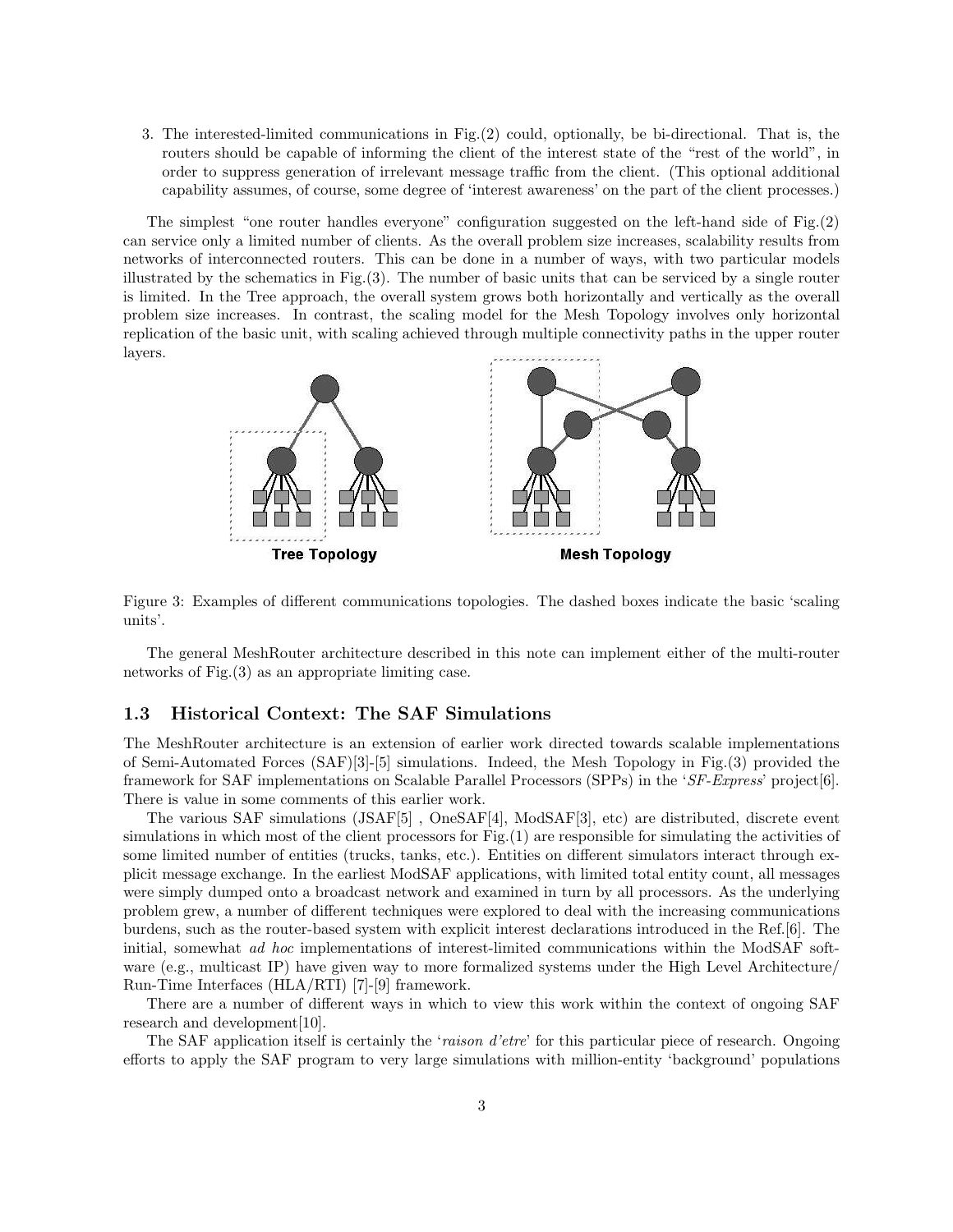3. The interested-limited communications in Fig.(2) could, optionally, be bi-directional. That is, the routers should be capable of informing the client of the interest state of the "rest of the world", in order to suppress generation of irrelevant message traffic from the client. (This optional additional capability assumes, of course, some degree of 'interest awareness' on the part of the client processes.)

The simplest "one router handles everyone" configuration suggested on the left-hand side of Fig.(2) can service only a limited number of clients. As the overall problem size increases, scalability results from networks of interconnected routers. This can be done in a number of ways, with two particular models illustrated by the schematics in Fig.(3). The number of basic units that can be serviced by a single router is limited. In the Tree approach, the overall system grows both horizontally and vertically as the overall problem size increases. In contrast, the scaling model for the Mesh Topology involves only horizontal replication of the basic unit, with scaling achieved through multiple connectivity paths in the upper router layers.

Tree Topology

Mesh Topology

Figure 3: Examples of different communications topologies. The dashed boxes indicate the basic 'scaling units'.

The general MeshRouter architecture described in this note can implement either of the multi-router networks of Fig.(3) as an appropriate limiting case.

### 1.3 Historical Context: The SAF Simulations

The MeshRouter architecture is an extension of earlier work directed towards scalable implementations of Semi-Automated Forces (SAF)[3]-[5] simulations. Indeed, the Mesh Topology in Fig.(3) provided the framework for SAF implementations on Scalable Parallel Processors (SPPs) in the '*SF-Express*' project[6]. There is value in some comments of this earlier work.

The various SAF simulations (JSAF[5] , OneSAF[4], ModSAF[3], etc) are distributed, discrete event simulations in which most of the client processors for Fig.(1) are responsible for simulating the activities of some limited number of entities (trucks, tanks, etc.). Entities on different simulators interact through explicit message exchange. In the earliest ModSAF applications, with limited total entity count, all messages were simply dumped onto a broadcast network and examined in turn by all processors. As the underlying problem grew, a number of different techniques were explored to deal with the increasing communications burdens, such as the router-based system with explicit interest declarations introduced in the Ref.[6]. The initial, somewhat *ad hoc* implementations of interest-limited communications within the ModSAF software (e.g., multicast IP) have given way to more formalized systems under the High Level Architecture/ Run-Time Interfaces (HLA/RTI) [7]-[9] framework.

There are a number of different ways in which to view this work within the context of ongoing SAF research and development[10].

The SAF application itself is certainly the '*raison d'etre*' for this particular piece of research. Ongoing efforts to apply the SAF program to very large simulations with million-entity 'background' populations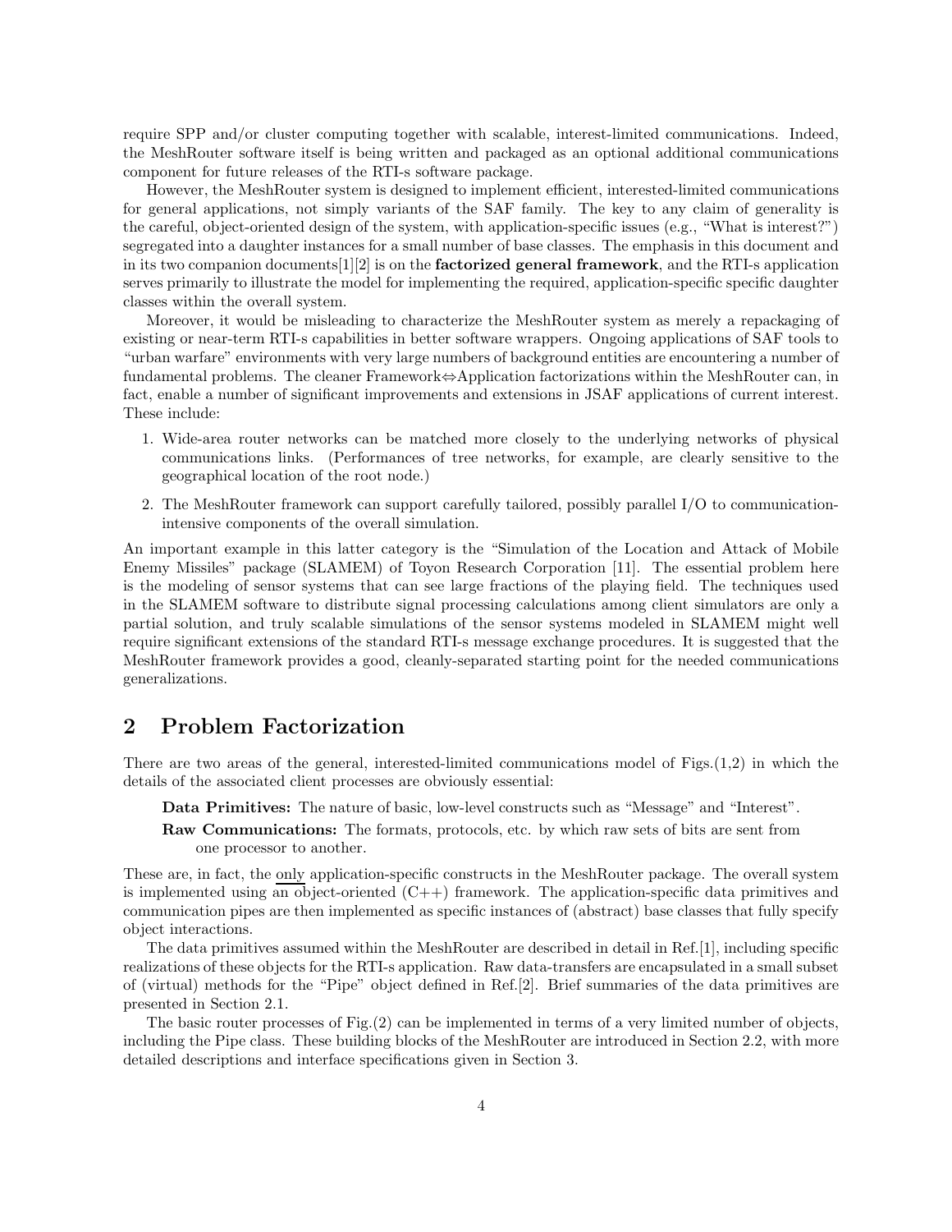require SPP and/or cluster computing together with scalable, interest-limited communications. Indeed, the MeshRouter software itself is being written and packaged as an optional additional communications component for future releases of the RTI-s software package.

However, the MeshRouter system is designed to implement efficient, interested-limited communications for general applications, not simply variants of the SAF family. The key to any claim of generality is the careful, object-oriented design of the system, with application-specific issues (e.g., "What is interest?") segregated into a daughter instances for a small number of base classes. The emphasis in this document and in its two companion documents[1][2] is on the **factorized general framework**, and the RTI-s application serves primarily to illustrate the model for implementing the required, application-specific specific daughter classes within the overall system.

Moreover, it would be misleading to characterize the MeshRouter system as merely a repackaging of existing or near-term RTI-s capabilities in better software wrappers. Ongoing applications of SAF tools to "urban warfare" environments with very large numbers of background entities are encountering a number of fundamental problems. The cleaner Framework⇔Application factorizations within the MeshRouter can, in fact, enable a number of significant improvements and extensions in JSAF applications of current interest. These include:

1. Wide-area router networks can be matched more closely to the underlying networks of physical communications links. (Performances of tree networks, for example, are clearly sensitive to the geographical location of the root node.)
2. The MeshRouter framework can support carefully tailored, possibly parallel I/O to communication-intensive components of the overall simulation.

An important example in this latter category is the "Simulation of the Location and Attack of Mobile Enemy Missiles" package (SLAMEM) of Toyon Research Corporation [11]. The essential problem here is the modeling of sensor systems that can see large fractions of the playing field. The techniques used in the SLAMEM software to distribute signal processing calculations among client simulators are only a partial solution, and truly scalable simulations of the sensor systems modeled in SLAMEM might well require significant extensions of the standard RTI-s message exchange procedures. It is suggested that the MeshRouter framework provides a good, cleanly-separated starting point for the needed communications generalizations.

## 2 Problem Factorization

There are two areas of the general, interested-limited communications model of Figs.(1,2) in which the details of the associated client processes are obviously essential:

**Data Primitives:** The nature of basic, low-level constructs such as "Message" and "Interest".

**Raw Communications:** The formats, protocols, etc. by which raw sets of bits are sent from one processor to another.

These are, in fact, the <u>only</u> application-specific constructs in the MeshRouter package. The overall system is implemented using an object-oriented (C++) framework. The application-specific data primitives and communication pipes are then implemented as specific instances of (abstract) base classes that fully specify object interactions.

The data primitives assumed within the MeshRouter are described in detail in Ref.[1], including specific realizations of these objects for the RTI-s application. Raw data-transfers are encapsulated in a small subset of (virtual) methods for the "Pipe" object defined in Ref.[2]. Brief summaries of the data primitives are presented in Section 2.1.

The basic router processes of Fig.(2) can be implemented in terms of a very limited number of objects, including the Pipe class. These building blocks of the MeshRouter are introduced in Section 2.2, with more detailed descriptions and interface specifications given in Section 3.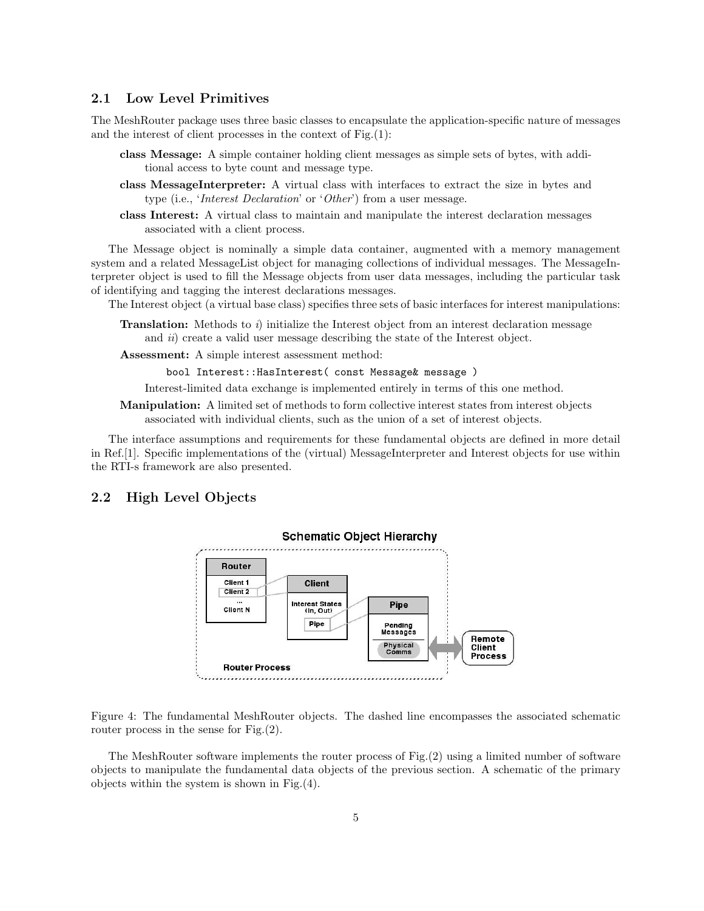## 2.1 Low Level Primitives

The MeshRouter package uses three basic classes to encapsulate the application-specific nature of messages and the interest of client processes in the context of Fig.(1):

- **class Message:** A simple container holding client messages as simple sets of bytes, with additional access to byte count and message type.
- **class MessageInterpreter:** A virtual class with interfaces to extract the size in bytes and type (i.e., '*Interest Declaration*' or '*Other*') from a user message.
- **class Interest:** A virtual class to maintain and manipulate the interest declaration messages associated with a client process.

The Message object is nominally a simple data container, augmented with a memory management system and a related MessageList object for managing collections of individual messages. The MessageInterpreter object is used to fill the Message objects from user data messages, including the particular task of identifying and tagging the interest declarations messages.

The Interest object (a virtual base class) specifies three sets of basic interfaces for interest manipulations:

**Translation:** Methods to *i*) initialize the Interest object from an interest declaration message and *ii*) create a valid user message describing the state of the Interest object.

**Assessment:** A simple interest assessment method:

```
bool Interest::HasInterest( const Message& message )
```

Interest-limited data exchange is implemented entirely in terms of this one method.

**Manipulation:** A limited set of methods to form collective interest states from interest objects associated with individual clients, such as the union of a set of interest objects.

The interface assumptions and requirements for these fundamental objects are defined in more detail in Ref.[1]. Specific implementations of the (virtual) MessageInterpreter and Interest objects for use within the RTI-s framework are also presented.

## 2.2 High Level Objects

Figure 4: The fundamental MeshRouter objects. The dashed line encompasses the associated schematic router process in the sense for Fig.(2).

The MeshRouter software implements the router process of Fig.(2) using a limited number of software objects to manipulate the fundamental data objects of the previous section. A schematic of the primary objects within the system is shown in Fig.(4).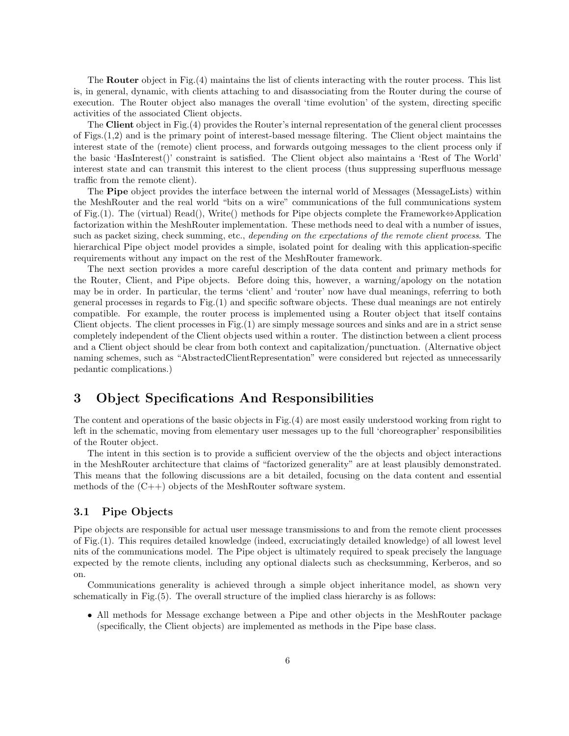The **Router** object in Fig.(4) maintains the list of clients interacting with the router process. This list is, in general, dynamic, with clients attaching to and disassociating from the Router during the course of execution. The Router object also manages the overall 'time evolution' of the system, directing specific activities of the associated Client objects.

The **Client** object in Fig.(4) provides the Router's internal representation of the general client processes of Figs.(1,2) and is the primary point of interest-based message filtering. The Client object maintains the interest state of the (remote) client process, and forwards outgoing messages to the client process only if the basic 'HasInterest()' constraint is satisfied. The Client object also maintains a 'Rest of The World' interest state and can transmit this interest to the client process (thus suppressing superfluous message traffic from the remote client).

The **Pipe** object provides the interface between the internal world of Messages (MessageLists) within the MeshRouter and the real world "bits on a wire" communications of the full communications system of Fig.(1). The (virtual) Read(), Write() methods for Pipe objects complete the Framework⇔Application factorization within the MeshRouter implementation. These methods need to deal with a number of issues, such as packet sizing, check summing, etc., *depending on the expectations of the remote client process*. The hierarchical Pipe object model provides a simple, isolated point for dealing with this application-specific requirements without any impact on the rest of the MeshRouter framework.

The next section provides a more careful description of the data content and primary methods for the Router, Client, and Pipe objects. Before doing this, however, a warning/apology on the notation may be in order. In particular, the terms 'client' and 'router' now have dual meanings, referring to both general processes in regards to Fig.(1) and specific software objects. These dual meanings are not entirely compatible. For example, the router process is implemented using a Router object that itself contains Client objects. The client processes in Fig.(1) are simply message sources and sinks and are in a strict sense completely independent of the Client objects used within a router. The distinction between a client process and a Client object should be clear from both context and capitalization/punctuation. (Alternative object naming schemes, such as "AbstractedClientRepresentation" were considered but rejected as unnecessarily pedantic complications.)

## 3 Object Specifications And Responsibilities

The content and operations of the basic objects in Fig.(4) are most easily understood working from right to left in the schematic, moving from elementary user messages up to the full 'choreographer' responsibilities of the Router object.

The intent in this section is to provide a sufficient overview of the the objects and object interactions in the MeshRouter architecture that claims of "factorized generality" are at least plausibly demonstrated. This means that the following discussions are a bit detailed, focusing on the data content and essential methods of the (C++) objects of the MeshRouter software system.

### 3.1 Pipe Objects

Pipe objects are responsible for actual user message transmissions to and from the remote client processes of Fig.(1). This requires detailed knowledge (indeed, excruciatingly detailed knowledge) of all lowest level nits of the communications model. The Pipe object is ultimately required to speak precisely the language expected by the remote clients, including any optional dialects such as checksumming, Kerberos, and so on.

Communications generality is achieved through a simple object inheritance model, as shown very schematically in Fig.(5). The overall structure of the implied class hierarchy is as follows:

- All methods for Message exchange between a Pipe and other objects in the MeshRouter package (specifically, the Client objects) are implemented as methods in the Pipe base class.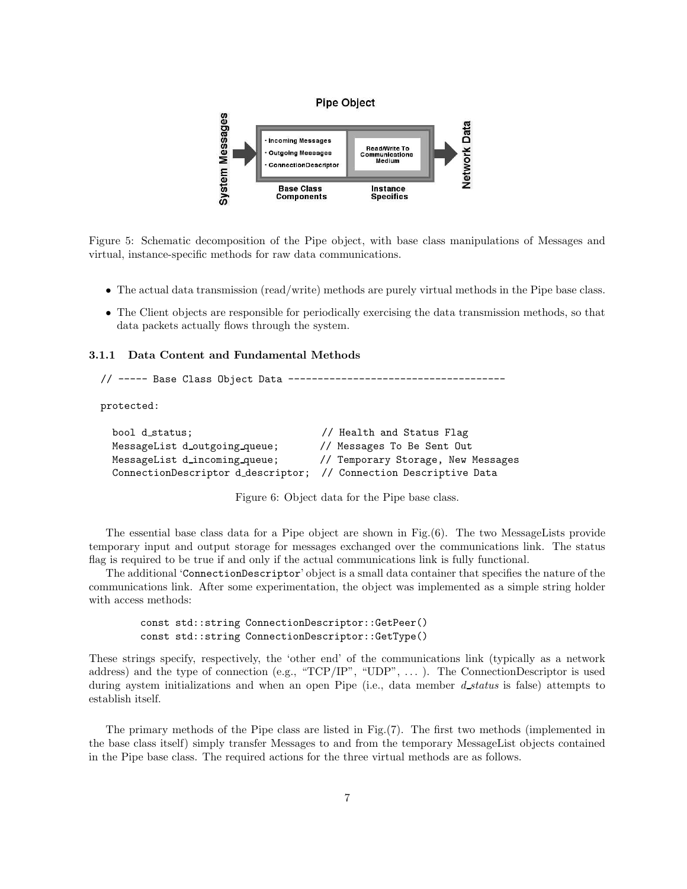Figure 5: Schematic decomposition of the Pipe object, with base class manipulations of Messages and virtual, instance-specific methods for raw data communications.

- The actual data transmission (read/write) methods are purely virtual methods in the Pipe base class.
- The Client objects are responsible for periodically exercising the data transmission methods, so that data packets actually flows through the system.

### 3.1.1 Data Content and Fundamental Methods

```
// ----- Base Class Object Data -------------------------------------

protected:

  bool d_status;                      // Health and Status Flag
  MessageList d_outgoing_queue;       // Messages To Be Sent Out
  MessageList d_incoming_queue;       // Temporary Storage, New Messages
  ConnectionDescriptor d_descriptor;  // Connection Descriptive Data
```

Figure 6: Object data for the Pipe base class.

The essential base class data for a Pipe object are shown in Fig.(6). The two MessageLists provide temporary input and output storage for messages exchanged over the communications link. The status flag is required to be true if and only if the actual communications link is fully functional.

The additional '`ConnectionDescriptor`' object is a small data container that specifies the nature of the communications link. After some experimentation, the object was implemented as a simple string holder with access methods:

```
const std::string ConnectionDescriptor::GetPeer()
const std::string ConnectionDescriptor::GetType()
```

These strings specify, respectively, the 'other end' of the communications link (typically as a network address) and the type of connection (e.g., "TCP/IP", "UDP", ... ). The ConnectionDescriptor is used during aystem initializations and when an open Pipe (i.e., data member *d_status* is false) attempts to establish itself.

The primary methods of the Pipe class are listed in Fig.(7). The first two methods (implemented in the base class itself) simply transfer Messages to and from the temporary MessageList objects contained in the Pipe base class. The required actions for the three virtual methods are as follows.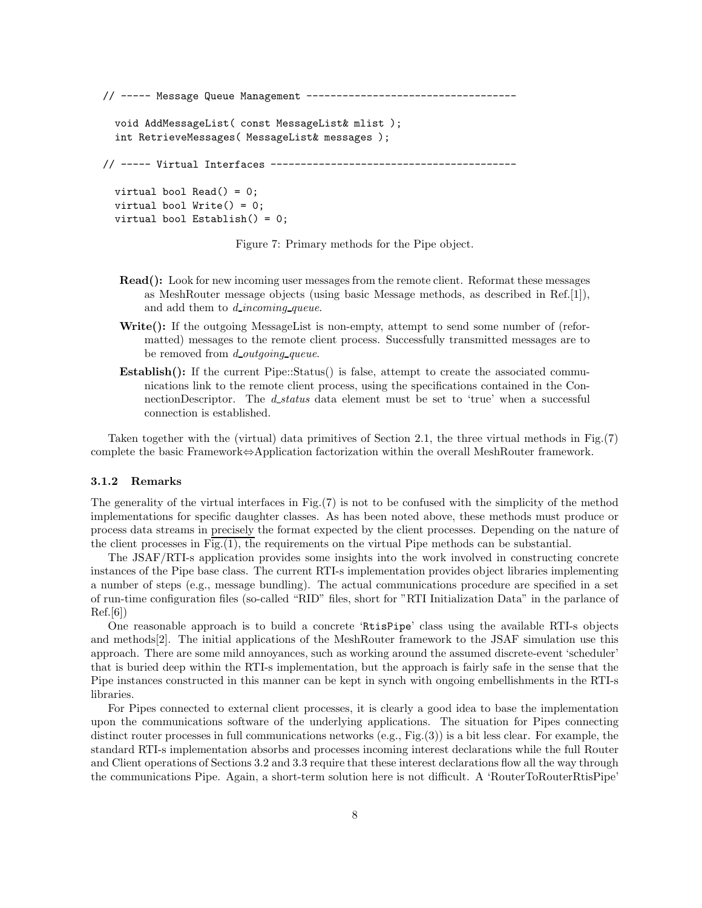```
// ----- Message Queue Management ----------------------------------

  void AddMessageList( const MessageList& mlist );
  int RetrieveMessages( MessageList& messages );

// ----- Virtual Interfaces ----------------------------------------

  virtual bool Read() = 0;
  virtual bool Write() = 0;
  virtual bool Establish() = 0;
```

Figure 7: Primary methods for the Pipe object.

- **Read():** Look for new incoming user messages from the remote client. Reformat these messages as MeshRouter message objects (using basic Message methods, as described in Ref.[1]), and add them to *d_incoming_queue*.
- **Write():** If the outgoing MessageList is non-empty, attempt to send some number of (reformatted) messages to the remote client process. Successfully transmitted messages are to be removed from *d_outgoing_queue*.
- **Establish():** If the current Pipe::Status() is false, attempt to create the associated communications link to the remote client process, using the specifications contained in the ConnectionDescriptor. The *d_status* data element must be set to 'true' when a successful connection is established.

Taken together with the (virtual) data primitives of Section 2.1, the three virtual methods in Fig.(7) complete the basic Framework⇔Application factorization within the overall MeshRouter framework.

### 3.1.2 Remarks

The generality of the virtual interfaces in Fig.(7) is not to be confused with the simplicity of the method implementations for specific daughter classes. As has been noted above, these methods must produce or process data streams in precisely the format expected by the client processes. Depending on the nature of the client processes in Fig.(1), the requirements on the virtual Pipe methods can be substantial.

The JSAF/RTI-s application provides some insights into the work involved in constructing concrete instances of the Pipe base class. The current RTI-s implementation provides object libraries implementing a number of steps (e.g., message bundling). The actual communications procedure are specified in a set of run-time configuration files (so-called "RID" files, short for "RTI Initialization Data" in the parlance of Ref.[6])

One reasonable approach is to build a concrete 'RtisPipe' class using the available RTI-s objects and methods[2]. The initial applications of the MeshRouter framework to the JSAF simulation use this approach. There are some mild annoyances, such as working around the assumed discrete-event 'scheduler' that is buried deep within the RTI-s implementation, but the approach is fairly safe in the sense that the Pipe instances constructed in this manner can be kept in synch with ongoing embellishments in the RTI-s libraries.

For Pipes connected to external client processes, it is clearly a good idea to base the implementation upon the communications software of the underlying applications. The situation for Pipes connecting distinct router processes in full communications networks (e.g., Fig.(3)) is a bit less clear. For example, the standard RTI-s implementation absorbs and processes incoming interest declarations while the full Router and Client operations of Sections 3.2 and 3.3 require that these interest declarations flow all the way through the communications Pipe. Again, a short-term solution here is not difficult. A 'RouterToRouterRtisPipe'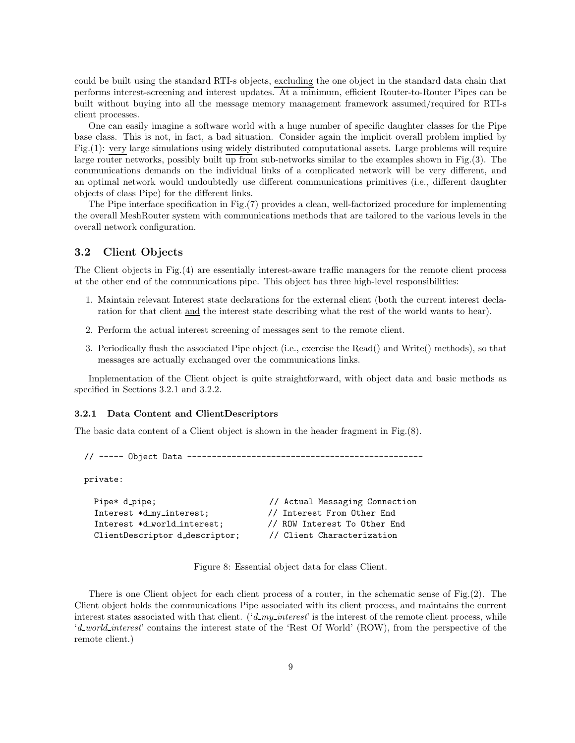could be built using the standard RTI-s objects, excluding the one object in the standard data chain that performs interest-screening and interest updates. At a minimum, efficient Router-to-Router Pipes can be built without buying into all the message memory management framework assumed/required for RTI-s client processes.

One can easily imagine a software world with a huge number of specific daughter classes for the Pipe base class. This is not, in fact, a bad situation. Consider again the implicit overall problem implied by Fig.(1): very large simulations using widely distributed computational assets. Large problems will require large router networks, possibly built up from sub-networks similar to the examples shown in Fig.(3). The communications demands on the individual links of a complicated network will be very different, and an optimal network would undoubtedly use different communications primitives (i.e., different daughter objects of class Pipe) for the different links.

The Pipe interface specification in Fig.(7) provides a clean, well-factorized procedure for implementing the overall MeshRouter system with communications methods that are tailored to the various levels in the overall network configuration.

## 3.2 Client Objects

The Client objects in Fig.(4) are essentially interest-aware traffic managers for the remote client process at the other end of the communications pipe. This object has three high-level responsibilities:

1. Maintain relevant Interest state declarations for the external client (both the current interest declaration for that client and the interest state describing what the rest of the world wants to hear).
2. Perform the actual interest screening of messages sent to the remote client.
3. Periodically flush the associated Pipe object (i.e., exercise the Read() and Write() methods), so that messages are actually exchanged over the communications links.

Implementation of the Client object is quite straightforward, with object data and basic methods as specified in Sections 3.2.1 and 3.2.2.

### 3.2.1 Data Content and ClientDescriptors

The basic data content of a Client object is shown in the header fragment in Fig.(8).

```
// ----- Object Data ------------------------------------------------

private:

  Pipe* d_pipe;                        // Actual Messaging Connection
  Interest *d_my_interest;             // Interest From Other End
  Interest *d_world_interest;          // ROW Interest To Other End
  ClientDescriptor d_descriptor;       // Client Characterization
```

Figure 8: Essential object data for class Client.

There is one Client object for each client process of a router, in the schematic sense of Fig.(2). The Client object holds the communications Pipe associated with its client process, and maintains the current interest states associated with that client. ('*d_my_interest*' is the interest of the remote client process, while '*d_world_interest*' contains the interest state of the 'Rest Of World' (ROW), from the perspective of the remote client.)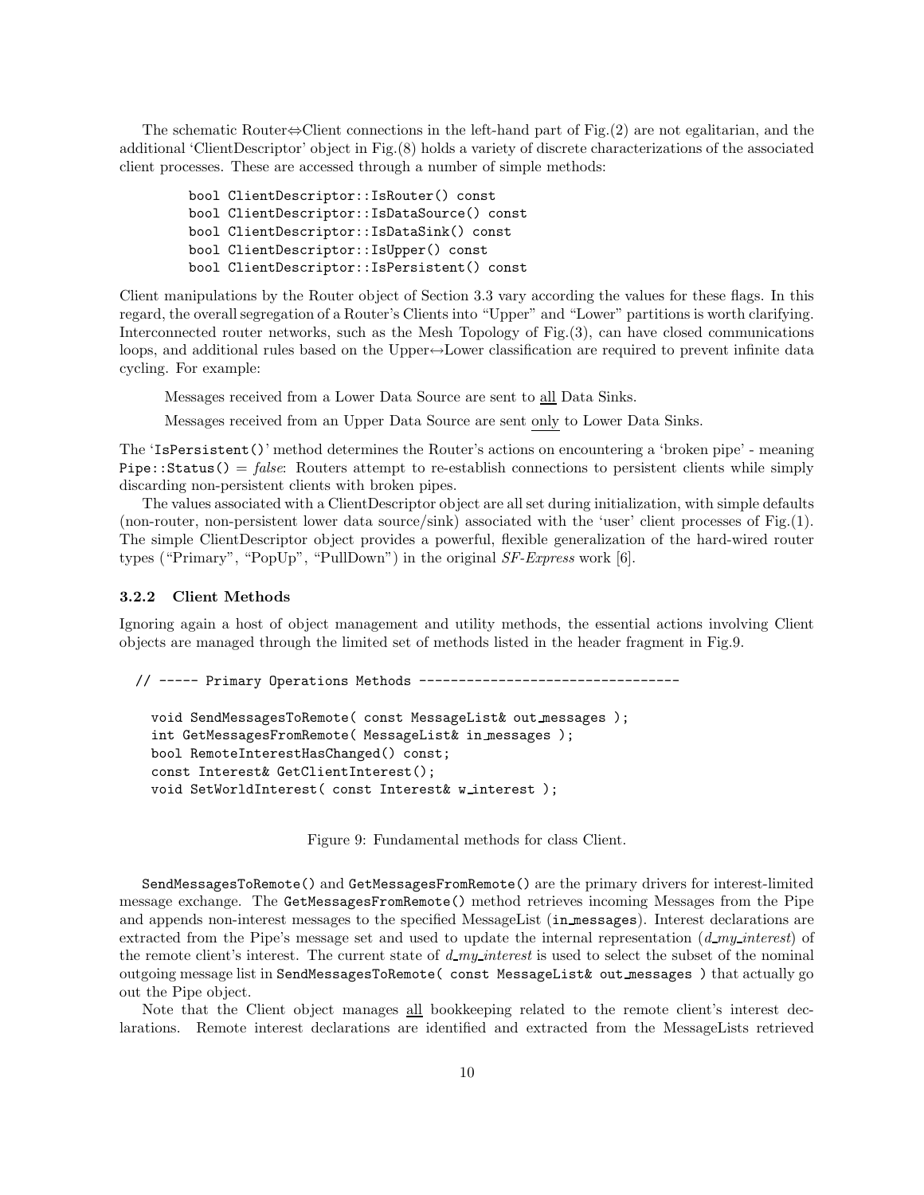The schematic Router⇔Client connections in the left-hand part of Fig.(2) are not egalitarian, and the additional 'ClientDescriptor' object in Fig.(8) holds a variety of discrete characterizations of the associated client processes. These are accessed through a number of simple methods:

```
bool ClientDescriptor::IsRouter() const
bool ClientDescriptor::IsDataSource() const
bool ClientDescriptor::IsDataSink() const
bool ClientDescriptor::IsUpper() const
bool ClientDescriptor::IsPersistent() const
```

Client manipulations by the Router object of Section 3.3 vary according the values for these flags. In this regard, the overall segregation of a Router's Clients into "Upper" and "Lower" partitions is worth clarifying. Interconnected router networks, such as the Mesh Topology of Fig.(3), can have closed communications loops, and additional rules based on the Upper↔Lower classification are required to prevent infinite data cycling. For example:

Messages received from a Lower Data Source are sent to all Data Sinks.

Messages received from an Upper Data Source are sent only to Lower Data Sinks.

The '`IsPersistent()`' method determines the Router's actions on encountering a 'broken pipe' - meaning `Pipe::Status()` = *false*: Routers attempt to re-establish connections to persistent clients while simply discarding non-persistent clients with broken pipes.

The values associated with a ClientDescriptor object are all set during initialization, with simple defaults (non-router, non-persistent lower data source/sink) associated with the 'user' client processes of Fig.(1). The simple ClientDescriptor object provides a powerful, flexible generalization of the hard-wired router types ("Primary", "PopUp", "PullDown") in the original *SF-Express* work [6].

### 3.2.2 Client Methods

Ignoring again a host of object management and utility methods, the essential actions involving Client objects are managed through the limited set of methods listed in the header fragment in Fig.9.

```
// ----- Primary Operations Methods ---------------------------------

  void SendMessagesToRemote( const MessageList& out_messages );
  int GetMessagesFromRemote( MessageList& in_messages );
  bool RemoteInterestHasChanged() const;
  const Interest& GetClientInterest();
  void SetWorldInterest( const Interest& w_interest );
```

Figure 9: Fundamental methods for class Client.

`SendMessagesToRemote()` and `GetMessagesFromRemote()` are the primary drivers for interest-limited message exchange. The `GetMessagesFromRemote()` method retrieves incoming Messages from the Pipe and appends non-interest messages to the specified MessageList (`in_messages`). Interest declarations are extracted from the Pipe's message set and used to update the internal representation (*d_my_interest*) of the remote client's interest. The current state of *d_my_interest* is used to select the subset of the nominal outgoing message list in `SendMessagesToRemote( const MessageList& out_messages )` that actually go out the Pipe object.

Note that the Client object manages all bookkeeping related to the remote client's interest declarations. Remote interest declarations are identified and extracted from the MessageLists retrieved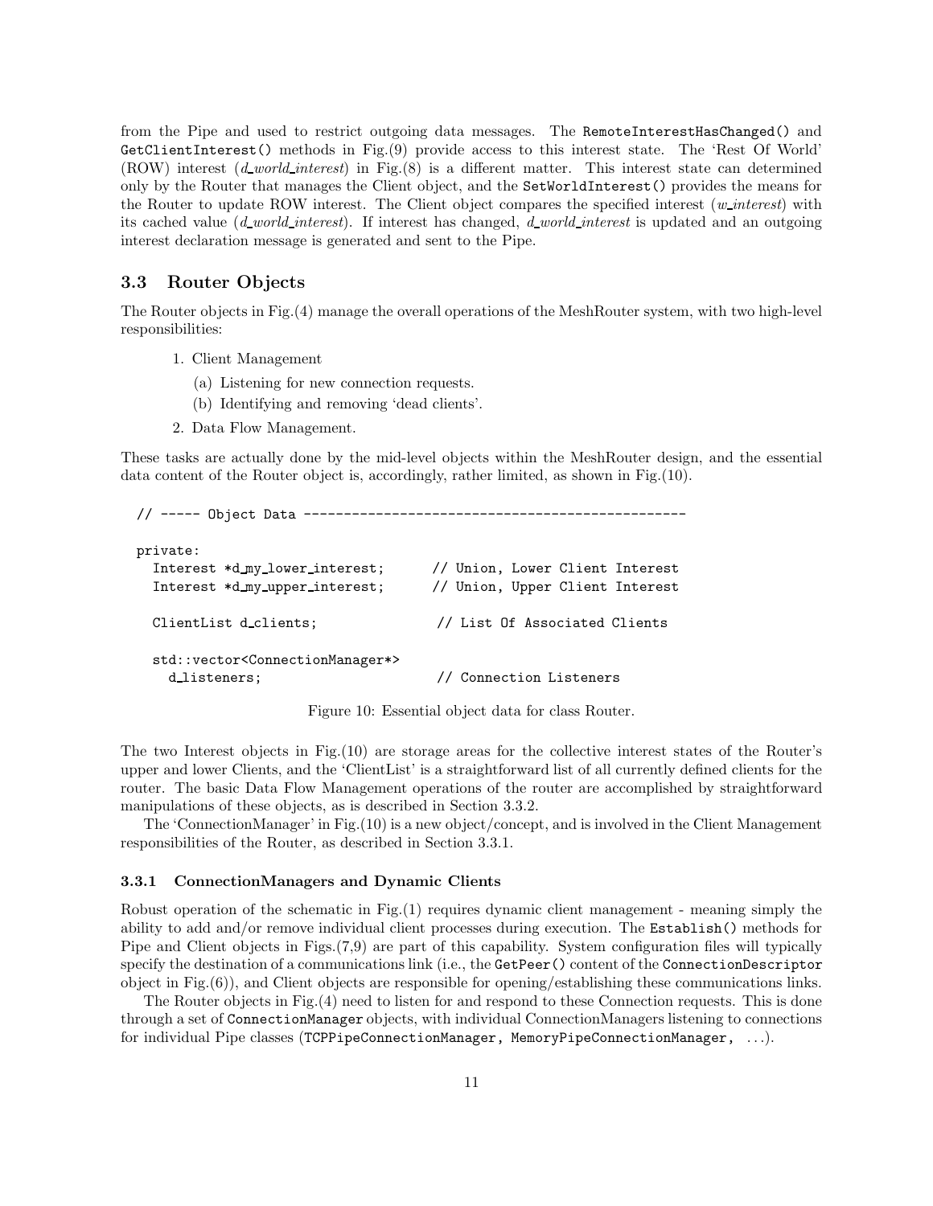from the Pipe and used to restrict outgoing data messages. The `RemoteInterestHasChanged()` and `GetClientInterest()` methods in Fig.(9) provide access to this interest state. The 'Rest Of World' (ROW) interest (*d_world_interest*) in Fig.(8) is a different matter. This interest state can determined only by the Router that manages the Client object, and the `SetWorldInterest()` provides the means for the Router to update ROW interest. The Client object compares the specified interest (*w_interest*) with its cached value (*d_world_interest*). If interest has changed, *d_world_interest* is updated and an outgoing interest declaration message is generated and sent to the Pipe.

### 3.3 Router Objects

The Router objects in Fig.(4) manage the overall operations of the MeshRouter system, with two high-level responsibilities:

1. Client Management
   (a) Listening for new connection requests.
   (b) Identifying and removing 'dead clients'.
2. Data Flow Management.

These tasks are actually done by the mid-level objects within the MeshRouter design, and the essential data content of the Router object is, accordingly, rather limited, as shown in Fig.(10).

```
// ----- Object Data ------------------------------------------------

private:
  Interest *d_my_lower_interest;      // Union, Lower Client Interest
  Interest *d_my_upper_interest;      // Union, Upper Client Interest

  ClientList d_clients;               // List Of Associated Clients

  std::vector<ConnectionManager*>
    d_listeners;                      // Connection Listeners
```

Figure 10: Essential object data for class Router.

The two Interest objects in Fig.(10) are storage areas for the collective interest states of the Router's upper and lower Clients, and the 'ClientList' is a straightforward list of all currently defined clients for the router. The basic Data Flow Management operations of the router are accomplished by straightforward manipulations of these objects, as is described in Section 3.3.2.

The 'ConnectionManager' in Fig.(10) is a new object/concept, and is involved in the Client Management responsibilities of the Router, as described in Section 3.3.1.

#### 3.3.1 ConnectionManagers and Dynamic Clients

Robust operation of the schematic in Fig.(1) requires dynamic client management - meaning simply the ability to add and/or remove individual client processes during execution. The `Establish()` methods for Pipe and Client objects in Figs.(7,9) are part of this capability. System configuration files will typically specify the destination of a communications link (i.e., the `GetPeer()` content of the `ConnectionDescriptor` object in Fig.(6)), and Client objects are responsible for opening/establishing these communications links.

The Router objects in Fig.(4) need to listen for and respond to these Connection requests. This is done through a set of `ConnectionManager` objects, with individual ConnectionManagers listening to connections for individual Pipe classes (`TCPPipeConnectionManager, MemoryPipeConnectionManager,` ...).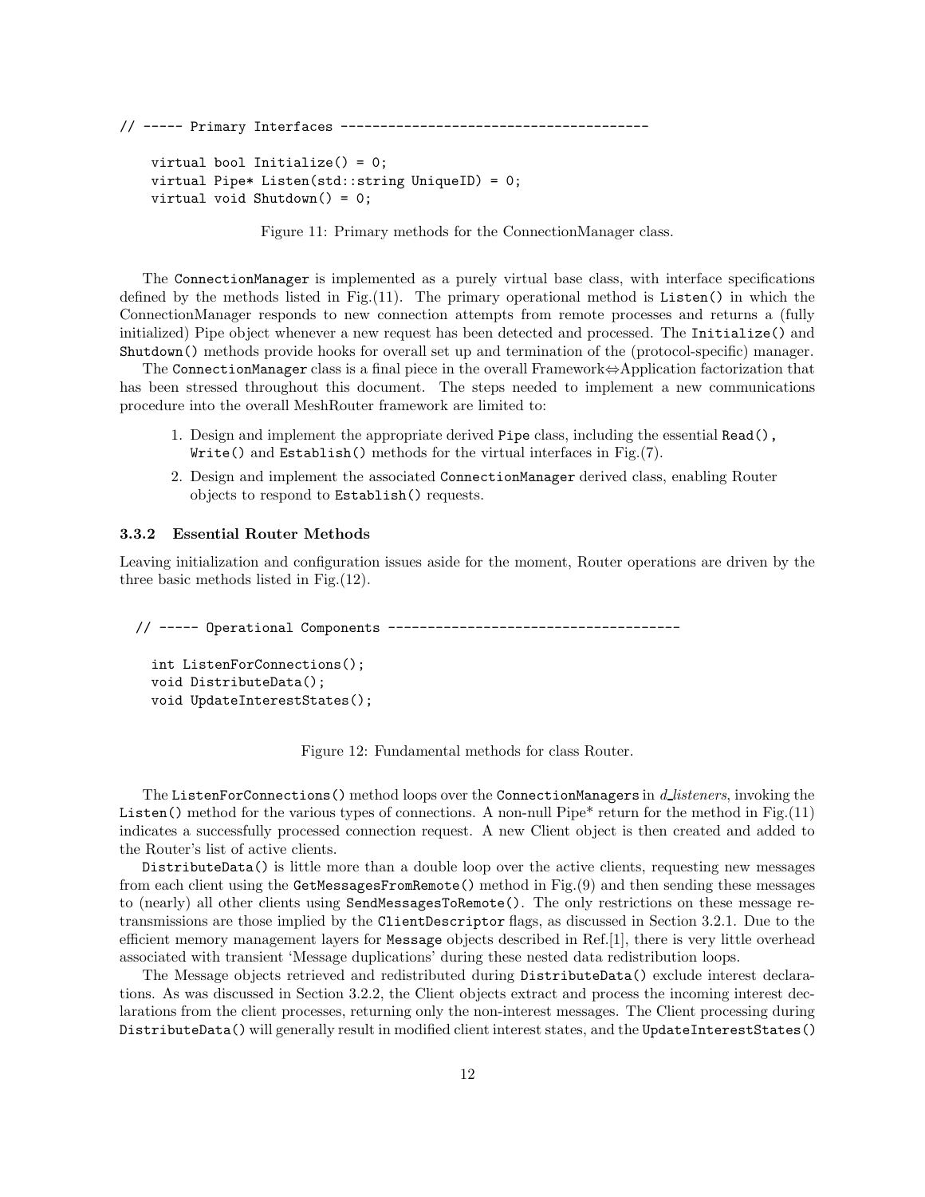```
// ----- Primary Interfaces --------------------------------------

    virtual bool Initialize() = 0;
    virtual Pipe* Listen(std::string UniqueID) = 0;
    virtual void Shutdown() = 0;
```

Figure 11: Primary methods for the ConnectionManager class.

The `ConnectionManager` is implemented as a purely virtual base class, with interface specifications defined by the methods listed in Fig.(11). The primary operational method is `Listen()` in which the ConnectionManager responds to new connection attempts from remote processes and returns a (fully initialized) Pipe object whenever a new request has been detected and processed. The `Initialize()` and `Shutdown()` methods provide hooks for overall set up and termination of the (protocol-specific) manager.

The `ConnectionManager` class is a final piece in the overall Framework⇔Application factorization that has been stressed throughout this document. The steps needed to implement a new communications procedure into the overall MeshRouter framework are limited to:

1. Design and implement the appropriate derived `Pipe` class, including the essential `Read()`, `Write()` and `Establish()` methods for the virtual interfaces in Fig.(7).
2. Design and implement the associated `ConnectionManager` derived class, enabling Router objects to respond to `Establish()` requests.

### 3.3.2 Essential Router Methods

Leaving initialization and configuration issues aside for the moment, Router operations are driven by the three basic methods listed in Fig.(12).

```
 // ----- Operational Components -------------------------------------

    int ListenForConnections();
    void DistributeData();
    void UpdateInterestStates();
```

Figure 12: Fundamental methods for class Router.

The `ListenForConnections()` method loops over the `ConnectionManagers` in *d_listeners*, invoking the `Listen()` method for the various types of connections. A non-null Pipe* return for the method in Fig.(11) indicates a successfully processed connection request. A new Client object is then created and added to the Router's list of active clients.

`DistributeData()` is little more than a double loop over the active clients, requesting new messages from each client using the `GetMessagesFromRemote()` method in Fig.(9) and then sending these messages to (nearly) all other clients using `SendMessagesToRemote()`. The only restrictions on these message retransmissions are those implied by the `ClientDescriptor` flags, as discussed in Section 3.2.1. Due to the efficient memory management layers for `Message` objects described in Ref.[1], there is very little overhead associated with transient 'Message duplications' during these nested data redistribution loops.

The Message objects retrieved and redistributed during `DistributeData()` exclude interest declarations. As was discussed in Section 3.2.2, the Client objects extract and process the incoming interest declarations from the client processes, returning only the non-interest messages. The Client processing during `DistributeData()` will generally result in modified client interest states, and the `UpdateInterestStates()`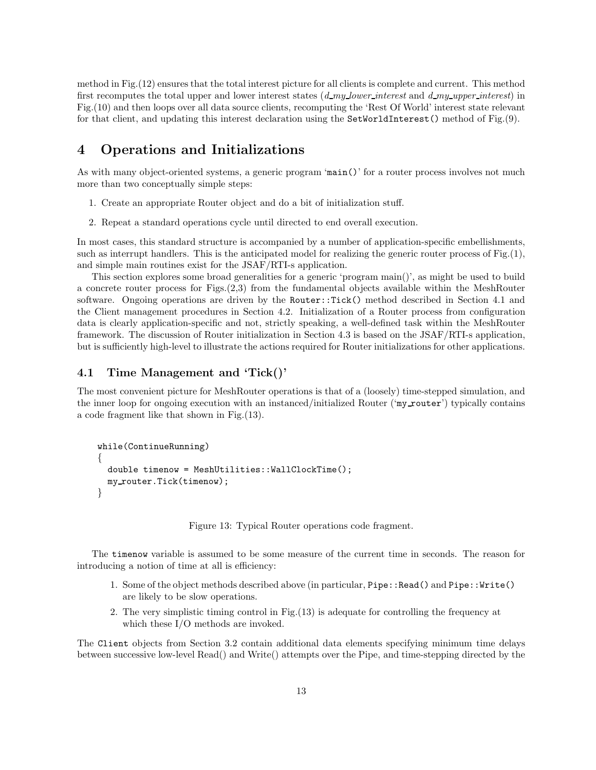method in Fig.(12) ensures that the total interest picture for all clients is complete and current. This method first recomputes the total upper and lower interest states (*d_my_lower_interest* and *d_my_upper_interest*) in Fig.(10) and then loops over all data source clients, recomputing the 'Rest Of World' interest state relevant for that client, and updating this interest declaration using the `SetWorldInterest()` method of Fig.(9).

# 4 Operations and Initializations

As with many object-oriented systems, a generic program '`main()`' for a router process involves not much more than two conceptually simple steps:

1. Create an appropriate Router object and do a bit of initialization stuff.
2. Repeat a standard operations cycle until directed to end overall execution.

In most cases, this standard structure is accompanied by a number of application-specific embellishments, such as interrupt handlers. This is the anticipated model for realizing the generic router process of Fig.(1), and simple main routines exist for the JSAF/RTI-s application.

This section explores some broad generalities for a generic 'program main()', as might be used to build a concrete router process for Figs.(2,3) from the fundamental objects available within the MeshRouter software. Ongoing operations are driven by the `Router::Tick()` method described in Section 4.1 and the Client management procedures in Section 4.2. Initialization of a Router process from configuration data is clearly application-specific and not, strictly speaking, a well-defined task within the MeshRouter framework. The discussion of Router initialization in Section 4.3 is based on the JSAF/RTI-s application, but is sufficiently high-level to illustrate the actions required for Router initializations for other applications.

## 4.1 Time Management and 'Tick()'

The most convenient picture for MeshRouter operations is that of a (loosely) time-stepped simulation, and the inner loop for ongoing execution with an instanced/initialized Router ('`my_router`') typically contains a code fragment like that shown in Fig.(13).

```
while(ContinueRunning)
{
  double timenow = MeshUtilities::WallClockTime();
  my_router.Tick(timenow);
}
```

Figure 13: Typical Router operations code fragment.

The `timenow` variable is assumed to be some measure of the current time in seconds. The reason for introducing a notion of time at all is efficiency:

1. Some of the object methods described above (in particular, `Pipe::Read()` and `Pipe::Write()` are likely to be slow operations.
2. The very simplistic timing control in Fig.(13) is adequate for controlling the frequency at which these I/O methods are invoked.

The `Client` objects from Section 3.2 contain additional data elements specifying minimum time delays between successive low-level Read() and Write() attempts over the Pipe, and time-stepping directed by the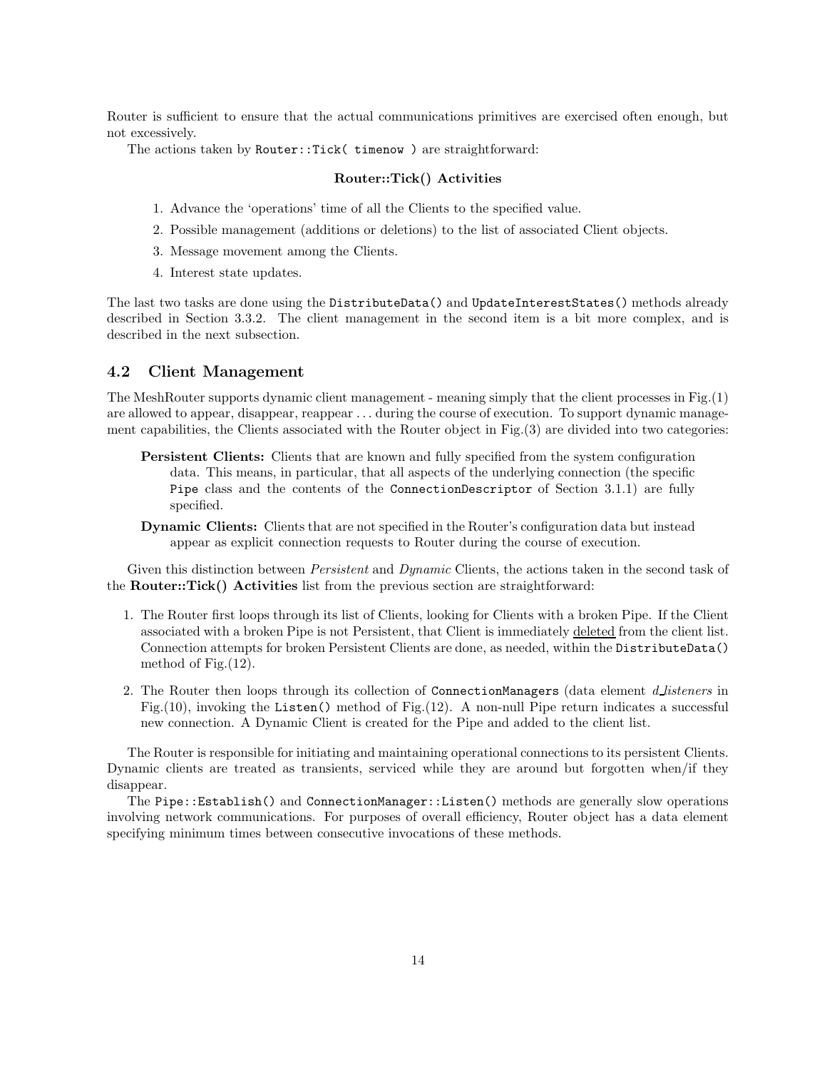Router is sufficient to ensure that the actual communications primitives are exercised often enough, but not excessively.

The actions taken by `Router::Tick( timenow )` are straightforward:

**Router::Tick() Activities**

1. Advance the 'operations' time of all the Clients to the specified value.
2. Possible management (additions or deletions) to the list of associated Client objects.
3. Message movement among the Clients.
4. Interest state updates.

The last two tasks are done using the `DistributeData()` and `UpdateInterestStates()` methods already described in Section 3.3.2. The client management in the second item is a bit more complex, and is described in the next subsection.

## 4.2 Client Management

The MeshRouter supports dynamic client management - meaning simply that the client processes in Fig.(1) are allowed to appear, disappear, reappear . . . during the course of execution. To support dynamic management capabilities, the Clients associated with the Router object in Fig.(3) are divided into two categories:

**Persistent Clients:** Clients that are known and fully specified from the system configuration data. This means, in particular, that all aspects of the underlying connection (the specific `Pipe` class and the contents of the `ConnectionDescriptor` of Section 3.1.1) are fully specified.

**Dynamic Clients:** Clients that are not specified in the Router's configuration data but instead appear as explicit connection requests to Router during the course of execution.

Given this distinction between *Persistent* and *Dynamic* Clients, the actions taken in the second task of the **Router::Tick() Activities** list from the previous section are straightforward:

1. The Router first loops through its list of Clients, looking for Clients with a broken Pipe. If the Client associated with a broken Pipe is not Persistent, that Client is immediately deleted from the client list. Connection attempts for broken Persistent Clients are done, as needed, within the `DistributeData()` method of Fig.(12).
2. The Router then loops through its collection of `ConnectionManagers` (data element *d_listeners* in Fig.(10), invoking the `Listen()` method of Fig.(12). A non-null Pipe return indicates a successful new connection. A Dynamic Client is created for the Pipe and added to the client list.

The Router is responsible for initiating and maintaining operational connections to its persistent Clients. Dynamic clients are treated as transients, serviced while they are around but forgotten when/if they disappear.

The `Pipe::Establish()` and `ConnectionManager::Listen()` methods are generally slow operations involving network communications. For purposes of overall efficiency, Router object has a data element specifying minimum times between consecutive invocations of these methods.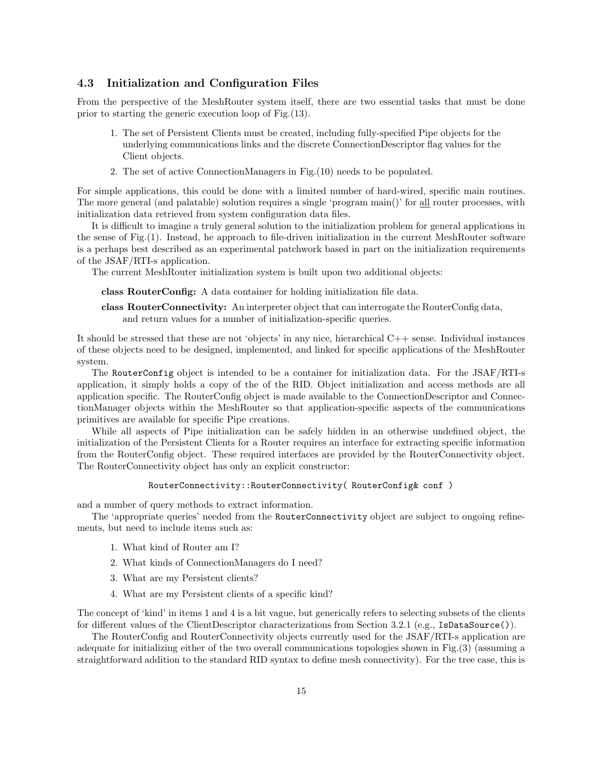### 4.3 Initialization and Configuration Files

From the perspective of the MeshRouter system itself, there are two essential tasks that must be done prior to starting the generic execution loop of Fig.(13).

1. The set of Persistent Clients must be created, including fully-specified Pipe objects for the underlying communications links and the discrete ConnectionDescriptor flag values for the Client objects.
2. The set of active ConnectionManagers in Fig.(10) needs to be populated.

For simple applications, this could be done with a limited number of hard-wired, specific main routines. The more general (and palatable) solution requires a single 'program main()' for all router processes, with initialization data retrieved from system configuration data files.

It is difficult to imagine a truly general solution to the initialization problem for general applications in the sense of Fig.(1). Instead, he approach to file-driven initialization in the current MeshRouter software is a perhaps best described as an experimental patchwork based in part on the initialization requirements of the JSAF/RTI-s application.

The current MeshRouter initialization system is built upon two additional objects:

**class RouterConfig:** A data container for holding initialization file data.

**class RouterConnectivity:** An interpreter object that can interrogate the RouterConfig data, and return values for a number of initialization-specific queries.

It should be stressed that these are not 'objects' in any nice, hierarchical C++ sense. Individual instances of these objects need to be designed, implemented, and linked for specific applications of the MeshRouter system.

The `RouterConfig` object is intended to be a container for initialization data. For the JSAF/RTI-s application, it simply holds a copy of the of the RID. Object initialization and access methods are all application specific. The RouterConfig object is made available to the ConnectionDescriptor and ConnectionManager objects within the MeshRouter so that application-specific aspects of the communications primitives are available for specific Pipe creations.

While all aspects of Pipe initialization can be safely hidden in an otherwise undefined object, the initialization of the Persistent Clients for a Router requires an interface for extracting specific information from the RouterConfig object. These required interfaces are provided by the RouterConnectivity object. The RouterConnectivity object has only an explicit constructor:

```
RouterConnectivity::RouterConnectivity( RouterConfig& conf )
```

and a number of query methods to extract information.

The 'appropriate queries' needed from the `RouterConnectivity` object are subject to ongoing refinements, but need to include items such as:

1. What kind of Router am I?
2. What kinds of ConnectionManagers do I need?
3. What are my Persistent clients?
4. What are my Persistent clients of a specific kind?

The concept of 'kind' in items 1 and 4 is a bit vague, but generically refers to selecting subsets of the clients for different values of the ClientDescriptor characterizations from Section 3.2.1 (e.g., `IsDataSource()`).

The RouterConfig and RouterConnectivity objects currently used for the JSAF/RTI-s application are adequate for initializing either of the two overall communications topologies shown in Fig.(3) (assuming a straightforward addition to the standard RID syntax to define mesh connectivity). For the tree case, this is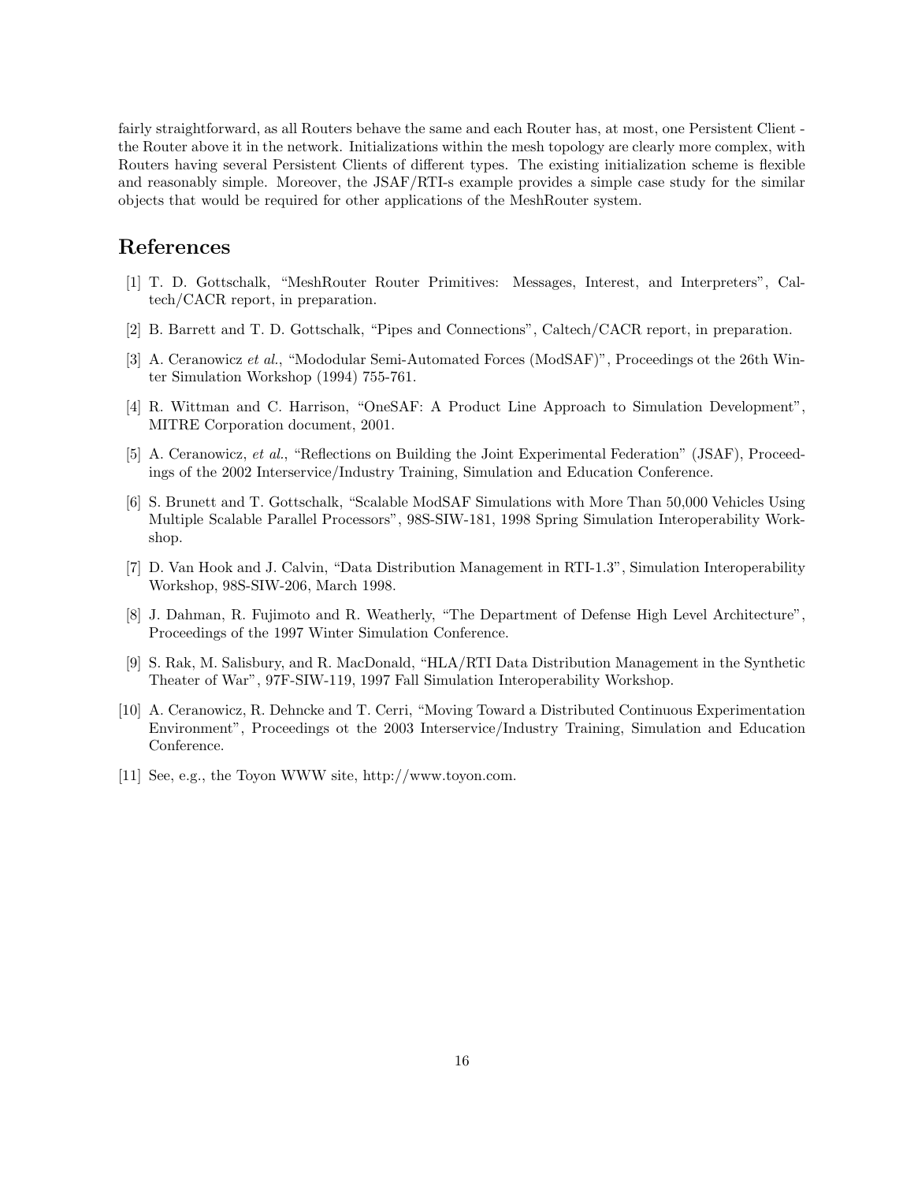fairly straightforward, as all Routers behave the same and each Router has, at most, one Persistent Client - the Router above it in the network. Initializations within the mesh topology are clearly more complex, with Routers having several Persistent Clients of different types. The existing initialization scheme is flexible and reasonably simple. Moreover, the JSAF/RTI-s example provides a simple case study for the similar objects that would be required for other applications of the MeshRouter system.

# References

[1] T. D. Gottschalk, "MeshRouter Router Primitives: Messages, Interest, and Interpreters", Caltech/CACR report, in preparation.

[2] B. Barrett and T. D. Gottschalk, "Pipes and Connections", Caltech/CACR report, in preparation.

[3] A. Ceranowicz *et al.*, "Mododular Semi-Automated Forces (ModSAF)", Proceedings ot the 26th Winter Simulation Workshop (1994) 755-761.

[4] R. Wittman and C. Harrison, "OneSAF: A Product Line Approach to Simulation Development", MITRE Corporation document, 2001.

[5] A. Ceranowicz, *et al.*, "Reflections on Building the Joint Experimental Federation" (JSAF), Proceedings of the 2002 Interservice/Industry Training, Simulation and Education Conference.

[6] S. Brunett and T. Gottschalk, "Scalable ModSAF Simulations with More Than 50,000 Vehicles Using Multiple Scalable Parallel Processors", 98S-SIW-181, 1998 Spring Simulation Interoperability Workshop.

[7] D. Van Hook and J. Calvin, "Data Distribution Management in RTI-1.3", Simulation Interoperability Workshop, 98S-SIW-206, March 1998.

[8] J. Dahman, R. Fujimoto and R. Weatherly, "The Department of Defense High Level Architecture", Proceedings of the 1997 Winter Simulation Conference.

[9] S. Rak, M. Salisbury, and R. MacDonald, "HLA/RTI Data Distribution Management in the Synthetic Theater of War", 97F-SIW-119, 1997 Fall Simulation Interoperability Workshop.

[10] A. Ceranowicz, R. Dehncke and T. Cerri, "Moving Toward a Distributed Continuous Experimentation Environment", Proceedings ot the 2003 Interservice/Industry Training, Simulation and Education Conference.

[11] See, e.g., the Toyon WWW site, http://www.toyon.com.